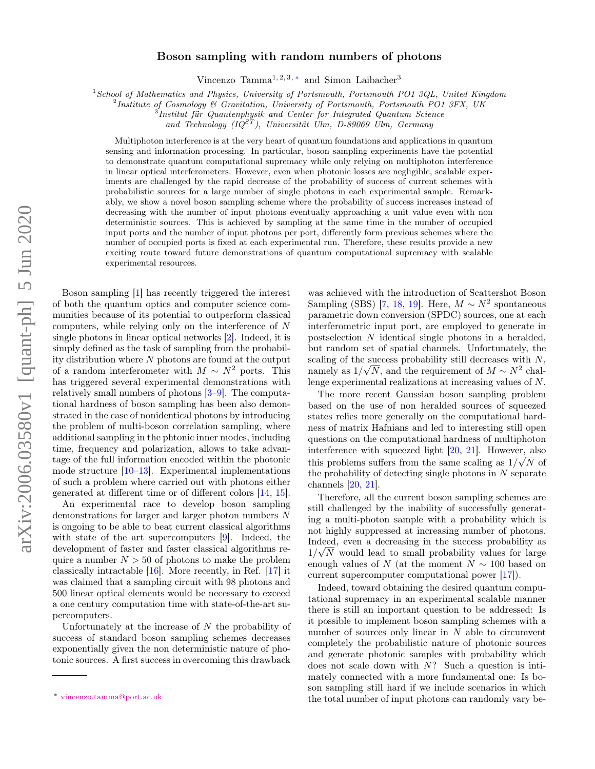# Boson sampling with random numbers of photons

Vincenzo Tamma[1,2,3,*] and Simon Laibacher[3]

[1] *School of Mathematics and Physics, University of Portsmouth, Portsmouth PO1 3QL, United Kingdom*
[2] *Institute of Cosmology & Gravitation, University of Portsmouth, Portsmouth PO1 3FX, UK*
[3] *Institut für Quantenphysik and Center for Integrated Quantum Science and Technology ($IQ^{ST}$), Universität Ulm, D-89069 Ulm, Germany*

Multiphoton interference is at the very heart of quantum foundations and applications in quantum sensing and information processing. In particular, boson sampling experiments have the potential to demonstrate quantum computational supremacy while only relying on multiphoton interference in linear optical interferometers. However, even when photonic losses are negligible, scalable experiments are challenged by the rapid decrease of the probability of success of current schemes with probabilistic sources for a large number of single photons in each experimental sample. Remarkably, we show a novel boson sampling scheme where the probability of success increases instead of decreasing with the number of input photons eventually approaching a unit value even with non deterministic sources. This is achieved by sampling at the same time in the number of occupied input ports and the number of input photons per port, differently form previous schemes where the number of occupied ports is fixed at each experimental run. Therefore, these results provide a new exciting route toward future demonstrations of quantum computational supremacy with scalable experimental resources.

Boson sampling [1] has recently triggered the interest of both the quantum optics and computer science communities because of its potential to outperform classical computers, while relying only on the interference of $N$ single photons in linear optical networks [2]. Indeed, it is simply defined as the task of sampling from the probability distribution where $N$ photons are found at the output of a random interferometer with $M \sim N^2$ ports. This has triggered several experimental demonstrations with relatively small numbers of photons [3–9]. The computational hardness of boson sampling has been also demonstrated in the case of nonidentical photons by introducing the problem of multi-boson correlation sampling, where additional sampling in the phtonic inner modes, including time, frequency and polarization, allows to take advantage of the full information encoded within the photonic mode structure [10–13]. Experimental implementations of such a problem where carried out with photons either generated at different time or of different colors [14, 15].

An experimental race to develop boson sampling demonstrations for larger and larger photon numbers $N$ is ongoing to be able to beat current classical algorithms with state of the art supercomputers [9]. Indeed, the development of faster and faster classical algorithms require a number $N > 50$ of photons to make the problem classically intractable [16]. More recently, in Ref. [17] it was claimed that a sampling circuit with 98 photons and 500 linear optical elements would be necessary to exceed a one century computation time with state-of-the-art supercomputers.

Unfortunately at the increase of $N$ the probability of success of standard boson sampling schemes decreases exponentially given the non deterministic nature of photonic sources. A first success in overcoming this drawback was achieved with the introduction of Scattershot Boson Sampling (SBS) [7, 18, 19]. Here, $M \sim N^2$ spontaneous parametric down conversion (SPDC) sources, one at each interferometric input port, are employed to generate in postselection $N$ identical single photons in a heralded, but random set of spatial channels. Unfortunately, the scaling of the success probability still decreases with $N$, namely as $1/\sqrt{N}$, and the requirement of $M \sim N^2$ challenge experimental realizations at increasing values of $N$.

The more recent Gaussian boson sampling problem based on the use of non heralded sources of squeezed states relies more generally on the computational hardness of matrix Hafnians and led to interesting still open questions on the computational hardness of multiphoton interference with squeezed light [20, 21]. However, also this problems suffers from the same scaling as $1/\sqrt{N}$ of the probability of detecting single photons in $N$ separate channels [20, 21].

Therefore, all the current boson sampling schemes are still challenged by the inability of successfully generating a multi-photon sample with a probability which is not highly suppressed at increasing number of photons. Indeed, even a decreasing in the success probability as $1/\sqrt{N}$ would lead to small probability values for large enough values of $N$ (at the moment $N \sim 100$ based on current supercomputer computational power [17]).

Indeed, toward obtaining the desired quantum computational supremacy in an experimental scalable manner there is still an important question to be addressed: Is it possible to implement boson sampling schemes with a number of sources only linear in $N$ able to circumvent completely the probabilistic nature of photonic sources and generate photonic samples with probability which does not scale down with $N$? Such a question is intimately connected with a more fundamental one: Is boson sampling still hard if we include scenarios in which the total number of input photons can randomly vary be-

* vincenzo.tamma@port.ac.uk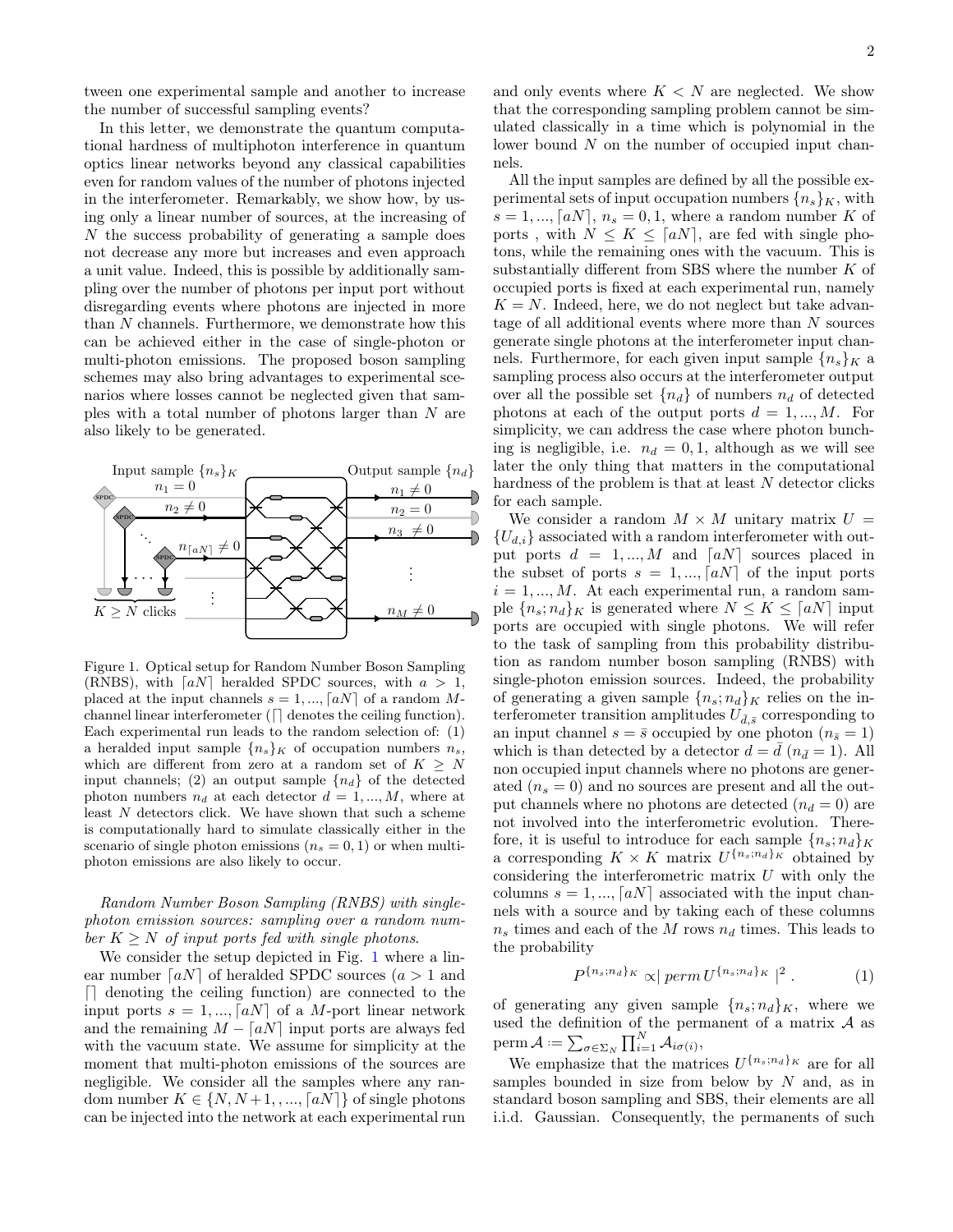tween one experimental sample and another to increase the number of successful sampling events?

In this letter, we demonstrate the quantum computational hardness of multiphoton interference in quantum optics linear networks beyond any classical capabilities even for random values of the number of photons injected in the interferometer. Remarkably, we show how, by using only a linear number of sources, at the increasing of $N$ the success probability of generating a sample does not decrease any more but increases and even approach a unit value. Indeed, this is possible by additionally sampling over the number of photons per input port without disregarding events where photons are injected in more than $N$ channels. Furthermore, we demonstrate how this can be achieved either in the case of single-photon or multi-photon emissions. The proposed boson sampling schemes may also bring advantages to experimental scenarios where losses cannot be neglected given that samples with a total number of photons larger than $N$ are also likely to be generated.

Figure 1. Optical setup for Random Number Boson Sampling (RNBS), with $\lceil aN \rceil$ heralded SPDC sources, with $a > 1$, placed at the input channels $s = 1, ..., \lceil aN \rceil$ of a random $M$-channel linear interferometer ($\lceil \rceil$ denotes the ceiling function). Each experimental run leads to the random selection of: (1) a heralded input sample $\{n_s\}_K$ of occupation numbers $n_s$, which are different from zero at a random set of $K \geq N$ input channels; (2) an output sample $\{n_d\}$ of the detected photon numbers $n_d$ at each detector $d = 1, ..., M$, where at least $N$ detectors click. We have shown that such a scheme is computationally hard to simulate classically either in the scenario of single photon emissions ($n_s = 0, 1$) or when multi-photon emissions are also likely to occur.

*Random Number Boson Sampling (RNBS) with single-photon emission sources: sampling over a random number $K \geq N$ of input ports fed with single photons.*

We consider the setup depicted in Fig. 1 where a linear number $\lceil aN \rceil$ of heralded SPDC sources ($a > 1$ and $\lceil \rceil$ denoting the ceiling function) are connected to the input ports $s = 1, ..., \lceil aN \rceil$ of a $M$-port linear network and the remaining $M - \lceil aN \rceil$ input ports are always fed with the vacuum state. We assume for simplicity at the moment that multi-photon emissions of the sources are negligible. We consider all the samples where any random number $K \in \{N, N+1, ..., \lceil aN \rceil\}$ of single photons can be injected into the network at each experimental run and only events where $K < N$ are neglected. We show that the corresponding sampling problem cannot be simulated classically in a time which is polynomial in the lower bound $N$ on the number of occupied input channels.

All the input samples are defined by all the possible experimental sets of input occupation numbers $\{n_s\}_K$, with $s = 1, ..., \lceil aN \rceil$, $n_s = 0, 1$, where a random number $K$ of ports , with $N \leq K \leq \lceil aN \rceil$, are fed with single photons, while the remaining ones with the vacuum. This is substantially different from SBS where the number $K$ of occupied ports is fixed at each experimental run, namely $K = N$. Indeed, here, we do not neglect but take advantage of all additional events where more than $N$ sources generate single photons at the interferometer input channels. Furthermore, for each given input sample $\{n_s\}_K$ a sampling process also occurs at the interferometer output over all the possible set $\{n_d\}$ of numbers $n_d$ of detected photons at each of the output ports $d = 1, ..., M$. For simplicity, we can address the case where photon bunching is negligible, i.e. $n_d = 0, 1$, although as we will see later the only thing that matters in the computational hardness of the problem is that at least $N$ detector clicks for each sample.

We consider a random $M \times M$ unitary matrix $U = \{U_{d,i}\}$ associated with a random interferometer with output ports $d = 1, ..., M$ and $\lceil aN \rceil$ sources placed in the subset of ports $s = 1, ..., \lceil aN \rceil$ of the input ports $i = 1, ..., M$. At each experimental run, a random sample $\{n_s; n_d\}_K$ is generated where $N \leq K \leq \lceil aN \rceil$ input ports are occupied with single photons. We will refer to the task of sampling from this probability distribution as random number boson sampling (RNBS) with single-photon emission sources. Indeed, the probability of generating a given sample $\{n_s; n_d\}_K$ relies on the interferometer transition amplitudes $U_{\bar{d},\bar{s}}$ corresponding to an input channel $s = \bar{s}$ occupied by one photon ($n_{\bar{s}} = 1$) which is than detected by a detector $d = \bar{d}$ ($n_{\bar{d}} = 1$). All non occupied input channels where no photons are generated ($n_s = 0$) and no sources are present and all the output channels where no photons are detected ($n_d = 0$) are not involved into the interferometric evolution. Therefore, it is useful to introduce for each sample $\{n_s; n_d\}_K$ a corresponding $K \times K$ matrix $U^{\{n_s;n_d\}_K}$ obtained by considering the interferometric matrix $U$ with only the columns $s = 1, ..., \lceil aN \rceil$ associated with the input channels with a source and by taking each of these columns $n_s$ times and each of the $M$ rows $n_d$ times. This leads to the probability

$$P^{\{n_s;n_d\}_K} \propto |\, perm\, U^{\{n_s;n_d\}_K} \,|^2 \, . \tag{1}$$

of generating any given sample $\{n_s; n_d\}_K$, where we used the definition of the permanent of a matrix $\mathcal{A}$ as $\operatorname{perm} \mathcal{A} := \sum_{\sigma \in \Sigma_N} \prod_{i=1}^{N} \mathcal{A}_{i\sigma(i)}$,

We emphasize that the matrices $U^{\{n_s;n_d\}_K}$ are for all samples bounded in size from below by $N$ and, as in standard boson sampling and SBS, their elements are all i.i.d. Gaussian. Consequently, the permanents of such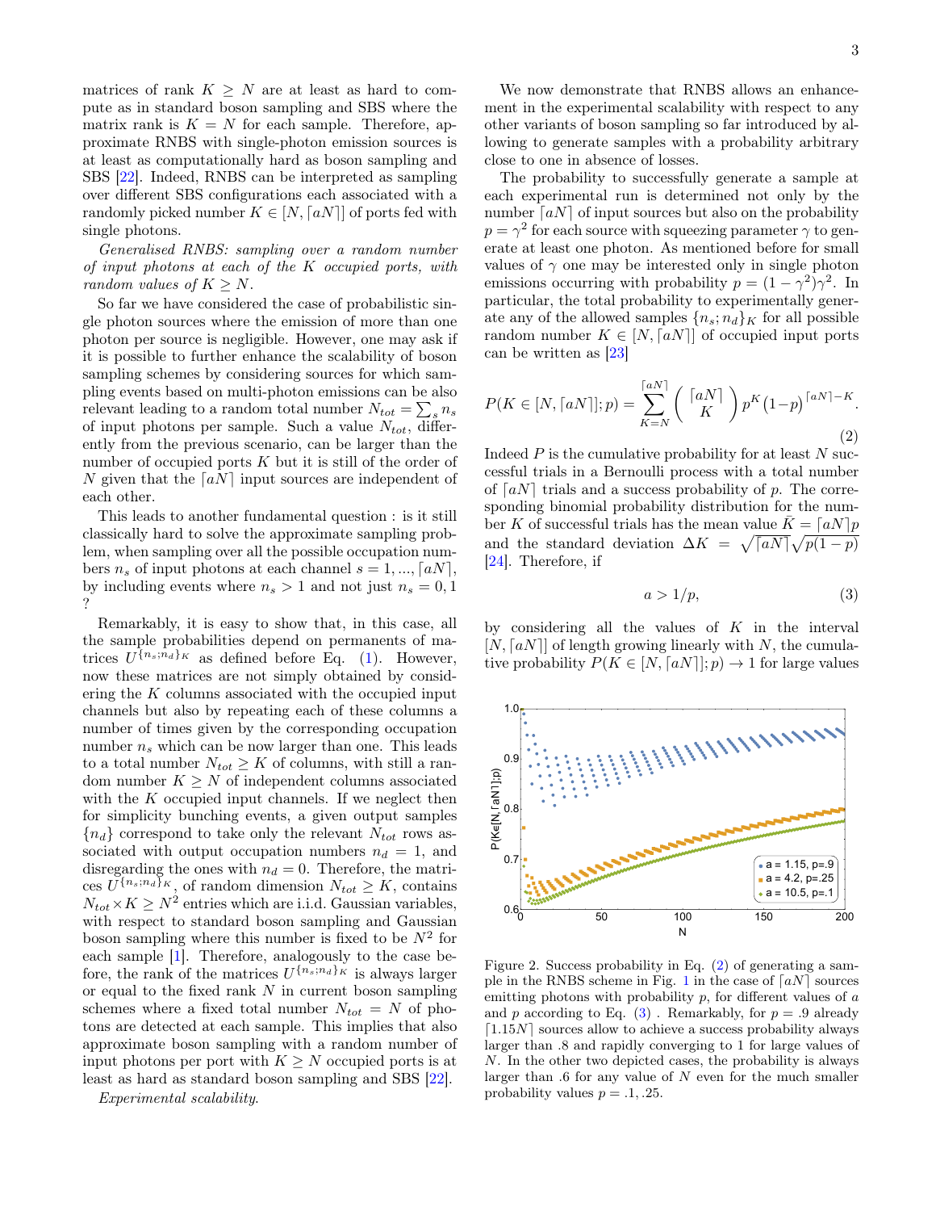matrices of rank $K \geq N$ are at least as hard to compute as in standard boson sampling and SBS where the matrix rank is $K = N$ for each sample. Therefore, approximate RNBS with single-photon emission sources is at least as computationally hard as boson sampling and SBS [22]. Indeed, RNBS can be interpreted as sampling over different SBS configurations each associated with a randomly picked number $K \in [N, \lceil aN \rceil]$ of ports fed with single photons.

*Generalised RNBS: sampling over a random number of input photons at each of the K occupied ports, with random values of $K \geq N$.*

So far we have considered the case of probabilistic single photon sources where the emission of more than one photon per source is negligible. However, one may ask if it is possible to further enhance the scalability of boson sampling schemes by considering sources for which sampling events based on multi-photon emissions can be also relevant leading to a random total number $N_{tot} = \sum_s n_s$ of input photons per sample. Such a value $N_{tot}$, differently from the previous scenario, can be larger than the number of occupied ports $K$ but it is still of the order of $N$ given that the $\lceil aN \rceil$ input sources are independent of each other.

This leads to another fundamental question : is it still classically hard to solve the approximate sampling problem, when sampling over all the possible occupation numbers $n_s$ of input photons at each channel $s = 1, ..., \lceil aN \rceil$, by including events where $n_s > 1$ and not just $n_s = 0, 1$ ?

Remarkably, it is easy to show that, in this case, all the sample probabilities depend on permanents of matrices $U^{\{n_s;n_d\}_K}$ as defined before Eq. (1). However, now these matrices are not simply obtained by considering the $K$ columns associated with the occupied input channels but also by repeating each of these columns a number of times given by the corresponding occupation number $n_s$ which can be now larger than one. This leads to a total number $N_{tot} \geq K$ of columns, with still a random number $K \geq N$ of independent columns associated with the $K$ occupied input channels. If we neglect then for simplicity bunching events, a given output samples $\{n_d\}$ correspond to take only the relevant $N_{tot}$ rows associated with output occupation numbers $n_d = 1$, and disregarding the ones with $n_d = 0$. Therefore, the matrices $U^{\{n_s;n_d\}_K}$, of random dimension $N_{tot} \geq K$, contains $N_{tot} \times K \geq N^2$ entries which are i.i.d. Gaussian variables, with respect to standard boson sampling and Gaussian boson sampling where this number is fixed to be $N^2$ for each sample [1]. Therefore, analogously to the case before, the rank of the matrices $U^{\{n_s;n_d\}_K}$ is always larger or equal to the fixed rank $N$ in current boson sampling schemes where a fixed total number $N_{tot} = N$ of photons are detected at each sample. This implies that also approximate boson sampling with a random number of input photons per port with $K \geq N$ occupied ports is at least as hard as standard boson sampling and SBS [22].

*Experimental scalability.*

We now demonstrate that RNBS allows an enhancement in the experimental scalability with respect to any other variants of boson sampling so far introduced by allowing to generate samples with a probability arbitrary close to one in absence of losses.

The probability to successfully generate a sample at each experimental run is determined not only by the number $\lceil aN \rceil$ of input sources but also on the probability $p = \gamma^2$ for each source with squeezing parameter $\gamma$ to generate at least one photon. As mentioned before for small values of $\gamma$ one may be interested only in single photon emissions occurring with probability $p = (1 - \gamma^2)\gamma^2$. In particular, the total probability to experimentally generate any of the allowed samples $\{n_s; n_d\}_K$ for all possible random number $K \in [N, \lceil aN \rceil]$ of occupied input ports can be written as [23]

$$P(K \in [N, \lceil aN \rceil]; p) = \sum_{K=N}^{\lceil aN \rceil} \binom{\lceil aN \rceil}{K} p^K (1-p)^{\lceil aN \rceil - K}. \tag{2}$$

Indeed $P$ is the cumulative probability for at least $N$ successful trials in a Bernoulli process with a total number of $\lceil aN \rceil$ trials and a success probability of $p$. The corresponding binomial probability distribution for the number $K$ of successful trials has the mean value $\bar{K} = \lceil aN \rceil p$ and the standard deviation $\Delta K = \sqrt{\lceil aN \rceil}\sqrt{p(1-p)}$ [24]. Therefore, if

$$a > 1/p, \tag{3}$$

by considering all the values of $K$ in the interval $[N, \lceil aN \rceil]$ of length growing linearly with $N$, the cumulative probability $P(K \in [N, \lceil aN \rceil]; p) \to 1$ for large values

Figure 2. Success probability in Eq. (2) of generating a sample in the RNBS scheme in Fig. 1 in the case of $\lceil aN \rceil$ sources emitting photons with probability $p$, for different values of $a$ and $p$ according to Eq. (3) . Remarkably, for $p = .9$ already $\lceil 1.15N \rceil$ sources allow to achieve a success probability always larger than .8 and rapidly converging to 1 for large values of $N$. In the other two depicted cases, the probability is always larger than .6 for any value of $N$ even for the much smaller probability values $p = .1, .25$.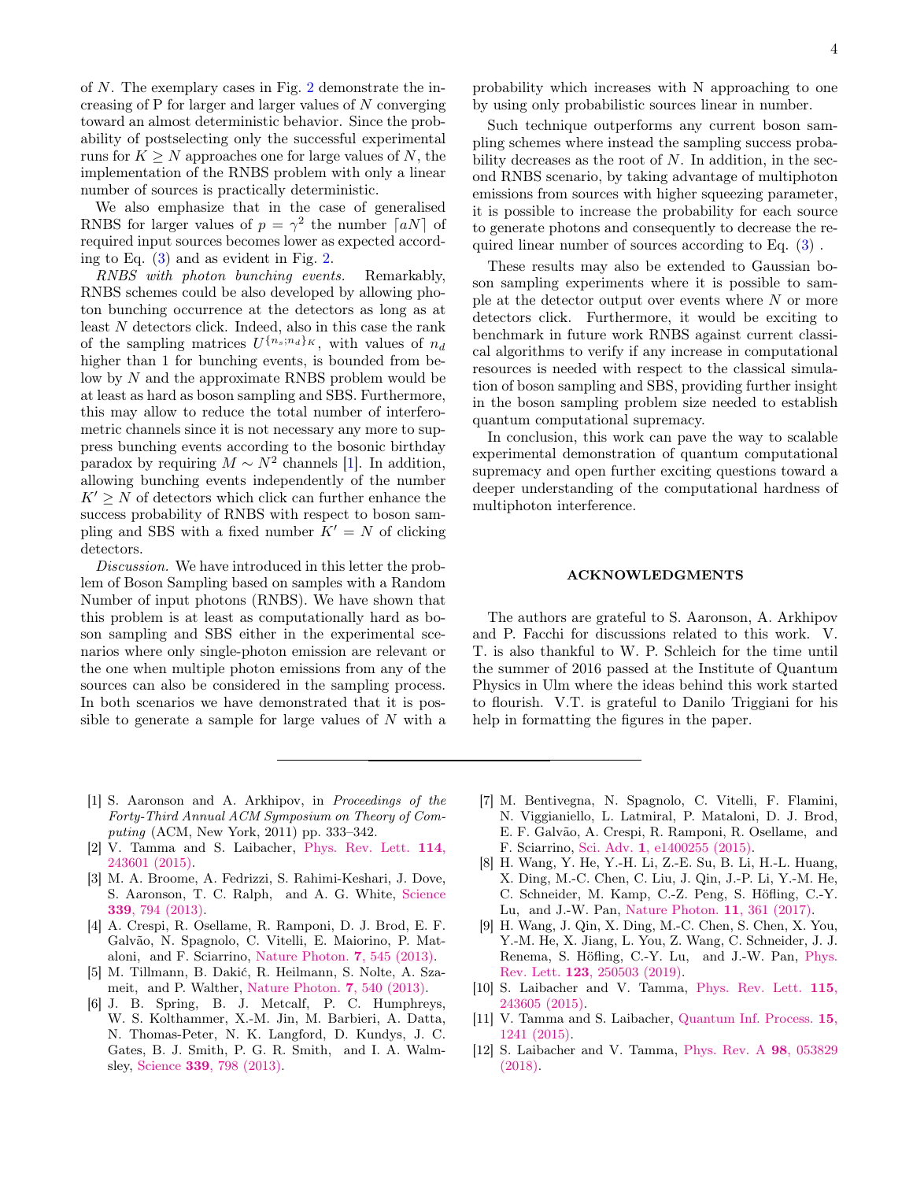of $N$. The exemplary cases in Fig. 2 demonstrate the increasing of P for larger and larger values of $N$ converging toward an almost deterministic behavior. Since the probability of postselecting only the successful experimental runs for $K \geq N$ approaches one for large values of $N$, the implementation of the RNBS problem with only a linear number of sources is practically deterministic.

We also emphasize that in the case of generalised RNBS for larger values of $p = \gamma^2$ the number $\lceil aN \rceil$ of required input sources becomes lower as expected according to Eq. (3) and as evident in Fig. 2.

*RNBS with photon bunching events.* Remarkably, RNBS schemes could be also developed by allowing photon bunching occurrence at the detectors as long as at least $N$ detectors click. Indeed, also in this case the rank of the sampling matrices $U^{\{n_s;n_d\}_K}$, with values of $n_d$ higher than 1 for bunching events, is bounded from below by $N$ and the approximate RNBS problem would be at least as hard as boson sampling and SBS. Furthermore, this may allow to reduce the total number of interferometric channels since it is not necessary any more to suppress bunching events according to the bosonic birthday paradox by requiring $M \sim N^2$ channels [1]. In addition, allowing bunching events independently of the number $K' \geq N$ of detectors which click can further enhance the success probability of RNBS with respect to boson sampling and SBS with a fixed number $K' = N$ of clicking detectors.

*Discussion.* We have introduced in this letter the problem of Boson Sampling based on samples with a Random Number of input photons (RNBS). We have shown that this problem is at least as computationally hard as boson sampling and SBS either in the experimental scenarios where only single-photon emission are relevant or the one when multiple photon emissions from any of the sources can also be considered in the sampling process. In both scenarios we have demonstrated that it is possible to generate a sample for large values of $N$ with a probability which increases with N approaching to one by using only probabilistic sources linear in number.

Such technique outperforms any current boson sampling schemes where instead the sampling success probability decreases as the root of $N$. In addition, in the second RNBS scenario, by taking advantage of multiphoton emissions from sources with higher squeezing parameter, it is possible to increase the probability for each source to generate photons and consequently to decrease the required linear number of sources according to Eq. (3) .

These results may also be extended to Gaussian boson sampling experiments where it is possible to sample at the detector output over events where $N$ or more detectors click. Furthermore, it would be exciting to benchmark in future work RNBS against current classical algorithms to verify if any increase in computational resources is needed with respect to the classical simulation of boson sampling and SBS, providing further insight in the boson sampling problem size needed to establish quantum computational supremacy.

In conclusion, this work can pave the way to scalable experimental demonstration of quantum computational supremacy and open further exciting questions toward a deeper understanding of the computational hardness of multiphoton interference.

## ACKNOWLEDGMENTS

The authors are grateful to S. Aaronson, A. Arkhipov and P. Facchi for discussions related to this work. V. T. is also thankful to W. P. Schleich for the time until the summer of 2016 passed at the Institute of Quantum Physics in Ulm where the ideas behind this work started to flourish. V.T. is grateful to Danilo Triggiani for his help in formatting the figures in the paper.

---

[1] S. Aaronson and A. Arkhipov, in *Proceedings of the Forty-Third Annual ACM Symposium on Theory of Computing* (ACM, New York, 2011) pp. 333–342.

[2] V. Tamma and S. Laibacher, Phys. Rev. Lett. **114**, 243601 (2015).

[3] M. A. Broome, A. Fedrizzi, S. Rahimi-Keshari, J. Dove, S. Aaronson, T. C. Ralph, and A. G. White, Science **339**, 794 (2013).

[4] A. Crespi, R. Osellame, R. Ramponi, D. J. Brod, E. F. Galvão, N. Spagnolo, C. Vitelli, E. Maiorino, P. Mataloni, and F. Sciarrino, Nature Photon. **7**, 545 (2013).

[5] M. Tillmann, B. Dakić, R. Heilmann, S. Nolte, A. Szameit, and P. Walther, Nature Photon. **7**, 540 (2013).

[6] J. B. Spring, B. J. Metcalf, P. C. Humphreys, W. S. Kolthammer, X.-M. Jin, M. Barbieri, A. Datta, N. Thomas-Peter, N. K. Langford, D. Kundys, J. C. Gates, B. J. Smith, P. G. R. Smith, and I. A. Walmsley, Science **339**, 798 (2013).

[7] M. Bentivegna, N. Spagnolo, C. Vitelli, F. Flamini, N. Viggianiello, L. Latmiral, P. Mataloni, D. J. Brod, E. F. Galvão, A. Crespi, R. Ramponi, R. Osellame, and F. Sciarrino, Sci. Adv. **1**, e1400255 (2015).

[8] H. Wang, Y. He, Y.-H. Li, Z.-E. Su, B. Li, H.-L. Huang, X. Ding, M.-C. Chen, C. Liu, J. Qin, J.-P. Li, Y.-M. He, C. Schneider, M. Kamp, C.-Z. Peng, S. Höfling, C.-Y. Lu, and J.-W. Pan, Nature Photon. **11**, 361 (2017).

[9] H. Wang, J. Qin, X. Ding, M.-C. Chen, S. Chen, X. You, Y.-M. He, X. Jiang, L. You, Z. Wang, C. Schneider, J. J. Renema, S. Höfling, C.-Y. Lu, and J.-W. Pan, Phys. Rev. Lett. **123**, 250503 (2019).

[10] S. Laibacher and V. Tamma, Phys. Rev. Lett. **115**, 243605 (2015).

[11] V. Tamma and S. Laibacher, Quantum Inf. Process. **15**, 1241 (2015).

[12] S. Laibacher and V. Tamma, Phys. Rev. A **98**, 053829 (2018).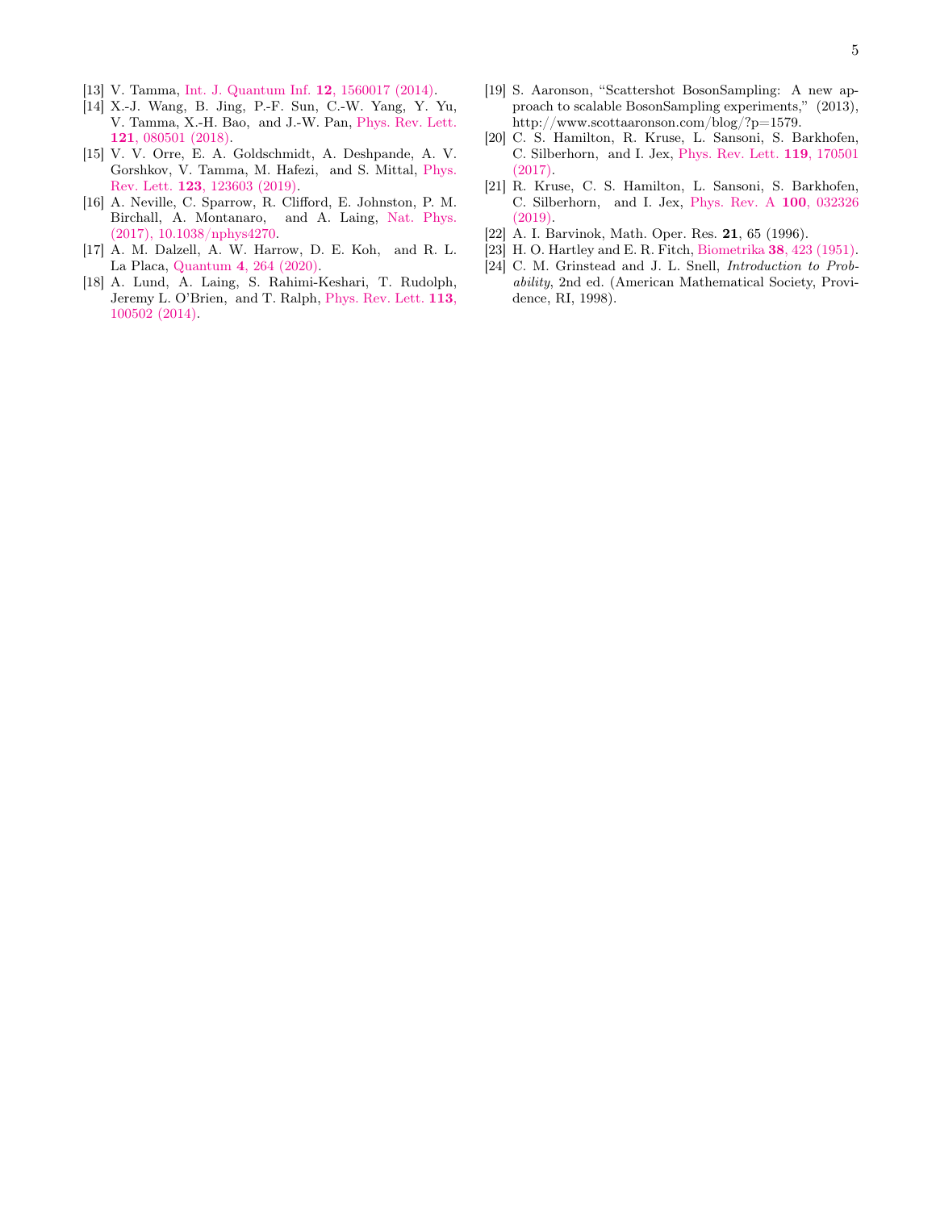[13] V. Tamma, Int. J. Quantum Inf. **12**, 1560017 (2014).

[14] X.-J. Wang, B. Jing, P.-F. Sun, C.-W. Yang, Y. Yu, V. Tamma, X.-H. Bao, and J.-W. Pan, Phys. Rev. Lett. **121**, 080501 (2018).

[15] V. V. Orre, E. A. Goldschmidt, A. Deshpande, A. V. Gorshkov, V. Tamma, M. Hafezi, and S. Mittal, Phys. Rev. Lett. **123**, 123603 (2019).

[16] A. Neville, C. Sparrow, R. Clifford, E. Johnston, P. M. Birchall, A. Montanaro, and A. Laing, Nat. Phys. (2017), 10.1038/nphys4270.

[17] A. M. Dalzell, A. W. Harrow, D. E. Koh, and R. L. La Placa, Quantum **4**, 264 (2020).

[18] A. Lund, A. Laing, S. Rahimi-Keshari, T. Rudolph, Jeremy L. O'Brien, and T. Ralph, Phys. Rev. Lett. **113**, 100502 (2014).

[19] S. Aaronson, "Scattershot BosonSampling: A new approach to scalable BosonSampling experiments," (2013), http://www.scottaaronson.com/blog/?p=1579.

[20] C. S. Hamilton, R. Kruse, L. Sansoni, S. Barkhofen, C. Silberhorn, and I. Jex, Phys. Rev. Lett. **119**, 170501 (2017).

[21] R. Kruse, C. S. Hamilton, L. Sansoni, S. Barkhofen, C. Silberhorn, and I. Jex, Phys. Rev. A **100**, 032326 (2019).

[22] A. I. Barvinok, Math. Oper. Res. **21**, 65 (1996).

[23] H. O. Hartley and E. R. Fitch, Biometrika **38**, 423 (1951).

[24] C. M. Grinstead and J. L. Snell, *Introduction to Probability*, 2nd ed. (American Mathematical Society, Providence, RI, 1998).